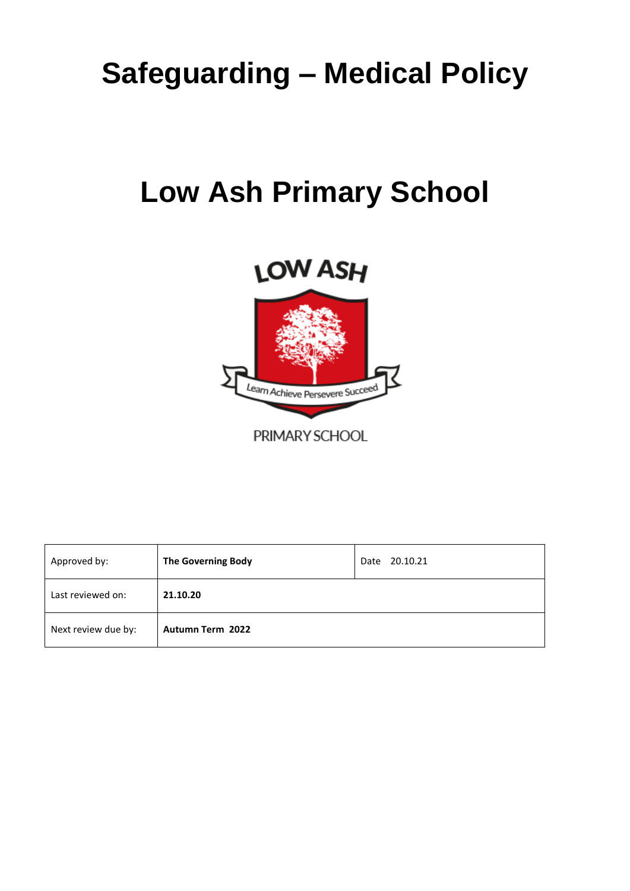# Safeguarding – Medical Policy

# Low Ash Primary School

LOW ASH

Learn Achieve Persevere Succeed

PRIMARY SCHOOL

| Approved by: | **The Governing Body** | Date 20.10.21 |
|---|---|---|
| Last reviewed on: | **21.10.20** | |
| Next review due by: | **Autumn Term 2022** | |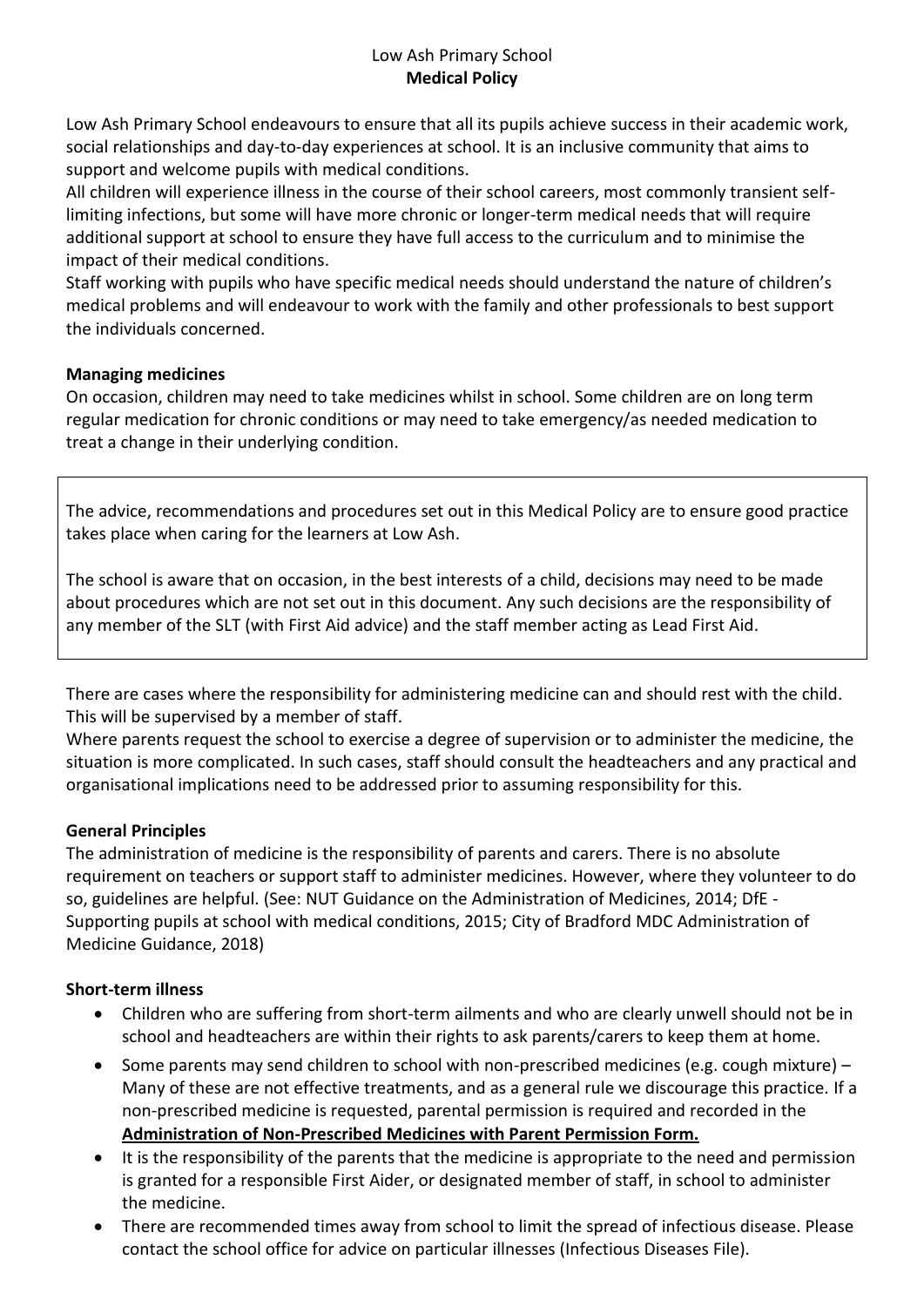Low Ash Primary School
**Medical Policy**

Low Ash Primary School endeavours to ensure that all its pupils achieve success in their academic work, social relationships and day-to-day experiences at school. It is an inclusive community that aims to support and welcome pupils with medical conditions.

All children will experience illness in the course of their school careers, most commonly transient self-limiting infections, but some will have more chronic or longer-term medical needs that will require additional support at school to ensure they have full access to the curriculum and to minimise the impact of their medical conditions.

Staff working with pupils who have specific medical needs should understand the nature of children's medical problems and will endeavour to work with the family and other professionals to best support the individuals concerned.

**Managing medicines**

On occasion, children may need to take medicines whilst in school. Some children are on long term regular medication for chronic conditions or may need to take emergency/as needed medication to treat a change in their underlying condition.

The advice, recommendations and procedures set out in this Medical Policy are to ensure good practice takes place when caring for the learners at Low Ash.

The school is aware that on occasion, in the best interests of a child, decisions may need to be made about procedures which are not set out in this document. Any such decisions are the responsibility of any member of the SLT (with First Aid advice) and the staff member acting as Lead First Aid.

There are cases where the responsibility for administering medicine can and should rest with the child. This will be supervised by a member of staff.

Where parents request the school to exercise a degree of supervision or to administer the medicine, the situation is more complicated. In such cases, staff should consult the headteachers and any practical and organisational implications need to be addressed prior to assuming responsibility for this.

**General Principles**

The administration of medicine is the responsibility of parents and carers. There is no absolute requirement on teachers or support staff to administer medicines. However, where they volunteer to do so, guidelines are helpful. (See: NUT Guidance on the Administration of Medicines, 2014; DfE - Supporting pupils at school with medical conditions, 2015; City of Bradford MDC Administration of Medicine Guidance, 2018)

**Short-term illness**

- Children who are suffering from short-term ailments and who are clearly unwell should not be in school and headteachers are within their rights to ask parents/carers to keep them at home.
- Some parents may send children to school with non-prescribed medicines (e.g. cough mixture) – Many of these are not effective treatments, and as a general rule we discourage this practice. If a non-prescribed medicine is requested, parental permission is required and recorded in the **Administration of Non-Prescribed Medicines with Parent Permission Form.**
- It is the responsibility of the parents that the medicine is appropriate to the need and permission is granted for a responsible First Aider, or designated member of staff, in school to administer the medicine.
- There are recommended times away from school to limit the spread of infectious disease. Please contact the school office for advice on particular illnesses (Infectious Diseases File).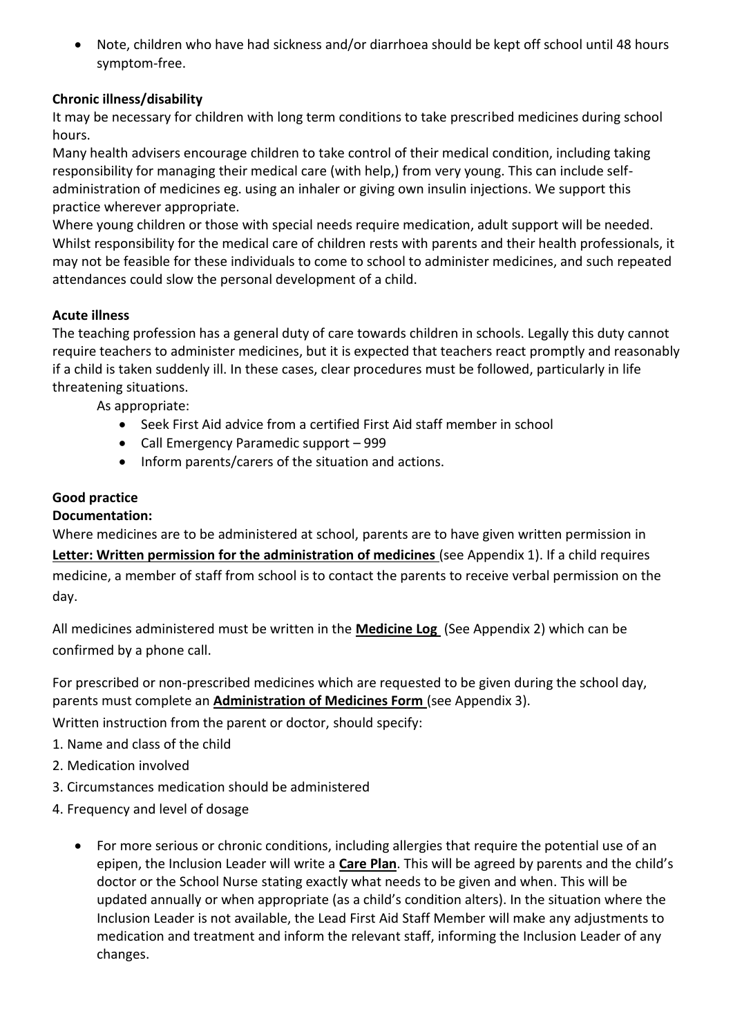- Note, children who have had sickness and/or diarrhoea should be kept off school until 48 hours symptom-free.

**Chronic illness/disability**

It may be necessary for children with long term conditions to take prescribed medicines during school hours.

Many health advisers encourage children to take control of their medical condition, including taking responsibility for managing their medical care (with help,) from very young. This can include self-administration of medicines eg. using an inhaler or giving own insulin injections. We support this practice wherever appropriate.

Where young children or those with special needs require medication, adult support will be needed. Whilst responsibility for the medical care of children rests with parents and their health professionals, it may not be feasible for these individuals to come to school to administer medicines, and such repeated attendances could slow the personal development of a child.

**Acute illness**

The teaching profession has a general duty of care towards children in schools. Legally this duty cannot require teachers to administer medicines, but it is expected that teachers react promptly and reasonably if a child is taken suddenly ill. In these cases, clear procedures must be followed, particularly in life threatening situations.

As appropriate:

- Seek First Aid advice from a certified First Aid staff member in school
- Call Emergency Paramedic support – 999
- Inform parents/carers of the situation and actions.

**Good practice**

**Documentation:**

Where medicines are to be administered at school, parents are to have given written permission in **Letter: Written permission for the administration of medicines** (see Appendix 1). If a child requires medicine, a member of staff from school is to contact the parents to receive verbal permission on the day.

All medicines administered must be written in the **Medicine Log** (See Appendix 2) which can be confirmed by a phone call.

For prescribed or non-prescribed medicines which are requested to be given during the school day, parents must complete an **Administration of Medicines Form** (see Appendix 3).

Written instruction from the parent or doctor, should specify:

1. Name and class of the child
2. Medication involved
3. Circumstances medication should be administered
4. Frequency and level of dosage

- For more serious or chronic conditions, including allergies that require the potential use of an epipen, the Inclusion Leader will write a **Care Plan**. This will be agreed by parents and the child's doctor or the School Nurse stating exactly what needs to be given and when. This will be updated annually or when appropriate (as a child's condition alters). In the situation where the Inclusion Leader is not available, the Lead First Aid Staff Member will make any adjustments to medication and treatment and inform the relevant staff, informing the Inclusion Leader of any changes.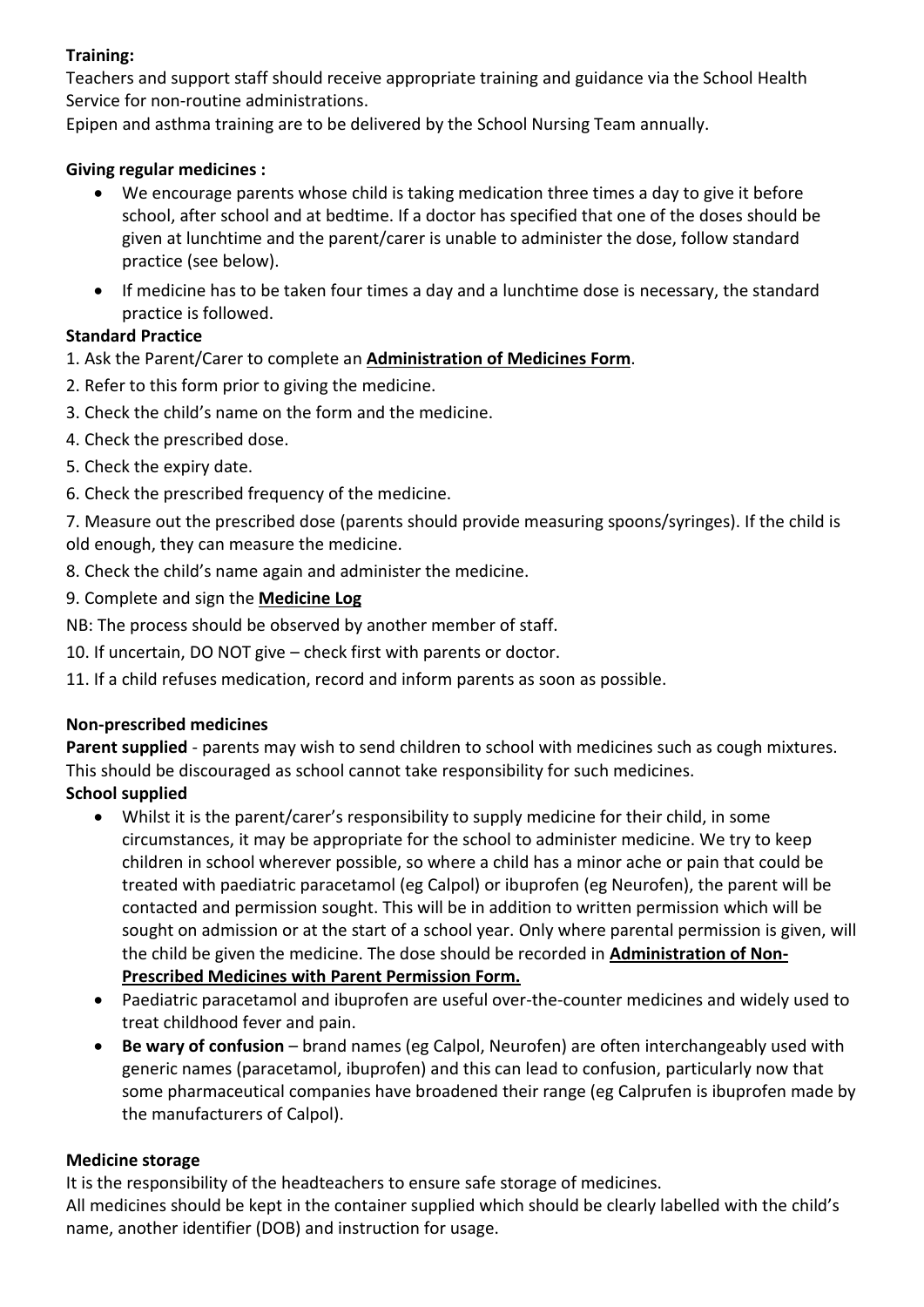**Training:**

Teachers and support staff should receive appropriate training and guidance via the School Health Service for non-routine administrations.

Epipen and asthma training are to be delivered by the School Nursing Team annually.

**Giving regular medicines :**

- We encourage parents whose child is taking medication three times a day to give it before school, after school and at bedtime. If a doctor has specified that one of the doses should be given at lunchtime and the parent/carer is unable to administer the dose, follow standard practice (see below).
- If medicine has to be taken four times a day and a lunchtime dose is necessary, the standard practice is followed.

**Standard Practice**

1. Ask the Parent/Carer to complete an **Administration of Medicines Form**.
2. Refer to this form prior to giving the medicine.
3. Check the child's name on the form and the medicine.
4. Check the prescribed dose.
5. Check the expiry date.
6. Check the prescribed frequency of the medicine.
7. Measure out the prescribed dose (parents should provide measuring spoons/syringes). If the child is old enough, they can measure the medicine.
8. Check the child's name again and administer the medicine.
9. Complete and sign the **Medicine Log**

NB: The process should be observed by another member of staff.

10. If uncertain, DO NOT give – check first with parents or doctor.
11. If a child refuses medication, record and inform parents as soon as possible.

**Non-prescribed medicines**

**Parent supplied** - parents may wish to send children to school with medicines such as cough mixtures. This should be discouraged as school cannot take responsibility for such medicines.

**School supplied**

- Whilst it is the parent/carer's responsibility to supply medicine for their child, in some circumstances, it may be appropriate for the school to administer medicine. We try to keep children in school wherever possible, so where a child has a minor ache or pain that could be treated with paediatric paracetamol (eg Calpol) or ibuprofen (eg Neurofen), the parent will be contacted and permission sought. This will be in addition to written permission which will be sought on admission or at the start of a school year. Only where parental permission is given, will the child be given the medicine. The dose should be recorded in **Administration of Non-Prescribed Medicines with Parent Permission Form.**
- Paediatric paracetamol and ibuprofen are useful over-the-counter medicines and widely used to treat childhood fever and pain.
- **Be wary of confusion** – brand names (eg Calpol, Neurofen) are often interchangeably used with generic names (paracetamol, ibuprofen) and this can lead to confusion, particularly now that some pharmaceutical companies have broadened their range (eg Calprufen is ibuprofen made by the manufacturers of Calpol).

**Medicine storage**

It is the responsibility of the headteachers to ensure safe storage of medicines.

All medicines should be kept in the container supplied which should be clearly labelled with the child's name, another identifier (DOB) and instruction for usage.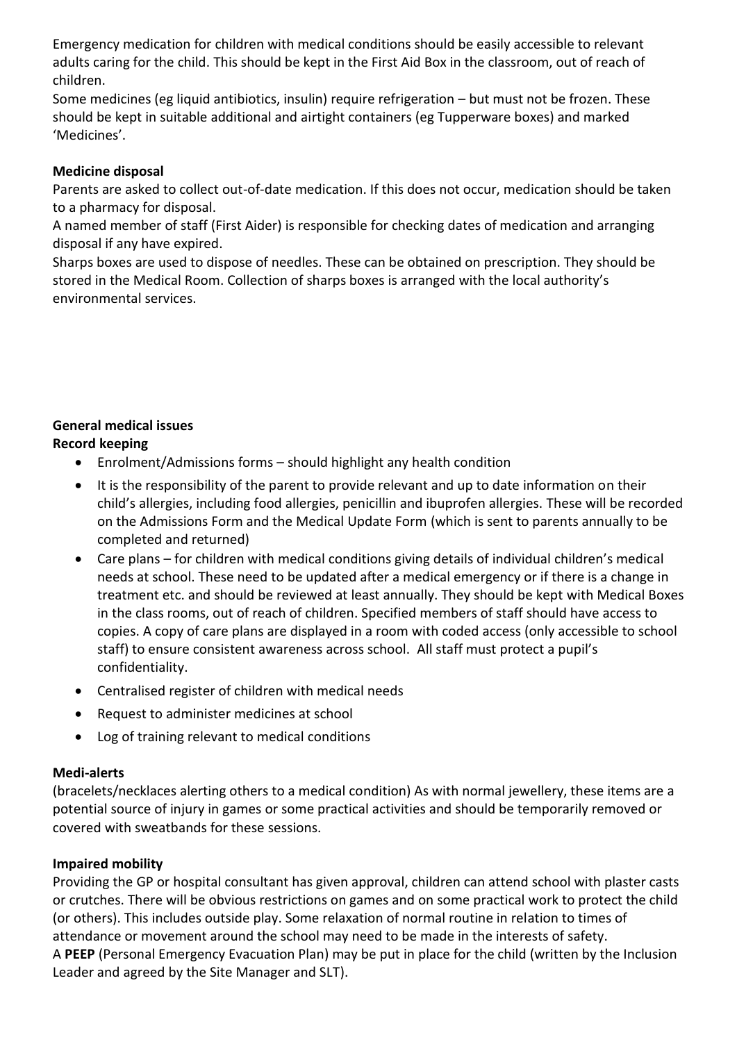Emergency medication for children with medical conditions should be easily accessible to relevant adults caring for the child. This should be kept in the First Aid Box in the classroom, out of reach of children.

Some medicines (eg liquid antibiotics, insulin) require refrigeration – but must not be frozen. These should be kept in suitable additional and airtight containers (eg Tupperware boxes) and marked 'Medicines'.

**Medicine disposal**

Parents are asked to collect out-of-date medication. If this does not occur, medication should be taken to a pharmacy for disposal.

A named member of staff (First Aider) is responsible for checking dates of medication and arranging disposal if any have expired.

Sharps boxes are used to dispose of needles. These can be obtained on prescription. They should be stored in the Medical Room. Collection of sharps boxes is arranged with the local authority's environmental services.

**General medical issues**

**Record keeping**

- Enrolment/Admissions forms – should highlight any health condition
- It is the responsibility of the parent to provide relevant and up to date information on their child's allergies, including food allergies, penicillin and ibuprofen allergies. These will be recorded on the Admissions Form and the Medical Update Form (which is sent to parents annually to be completed and returned)
- Care plans – for children with medical conditions giving details of individual children's medical needs at school. These need to be updated after a medical emergency or if there is a change in treatment etc. and should be reviewed at least annually. They should be kept with Medical Boxes in the class rooms, out of reach of children. Specified members of staff should have access to copies. A copy of care plans are displayed in a room with coded access (only accessible to school staff) to ensure consistent awareness across school. All staff must protect a pupil's confidentiality.
- Centralised register of children with medical needs
- Request to administer medicines at school
- Log of training relevant to medical conditions

**Medi-alerts**

(bracelets/necklaces alerting others to a medical condition) As with normal jewellery, these items are a potential source of injury in games or some practical activities and should be temporarily removed or covered with sweatbands for these sessions.

**Impaired mobility**

Providing the GP or hospital consultant has given approval, children can attend school with plaster casts or crutches. There will be obvious restrictions on games and on some practical work to protect the child (or others). This includes outside play. Some relaxation of normal routine in relation to times of attendance or movement around the school may need to be made in the interests of safety.

A **PEEP** (Personal Emergency Evacuation Plan) may be put in place for the child (written by the Inclusion Leader and agreed by the Site Manager and SLT).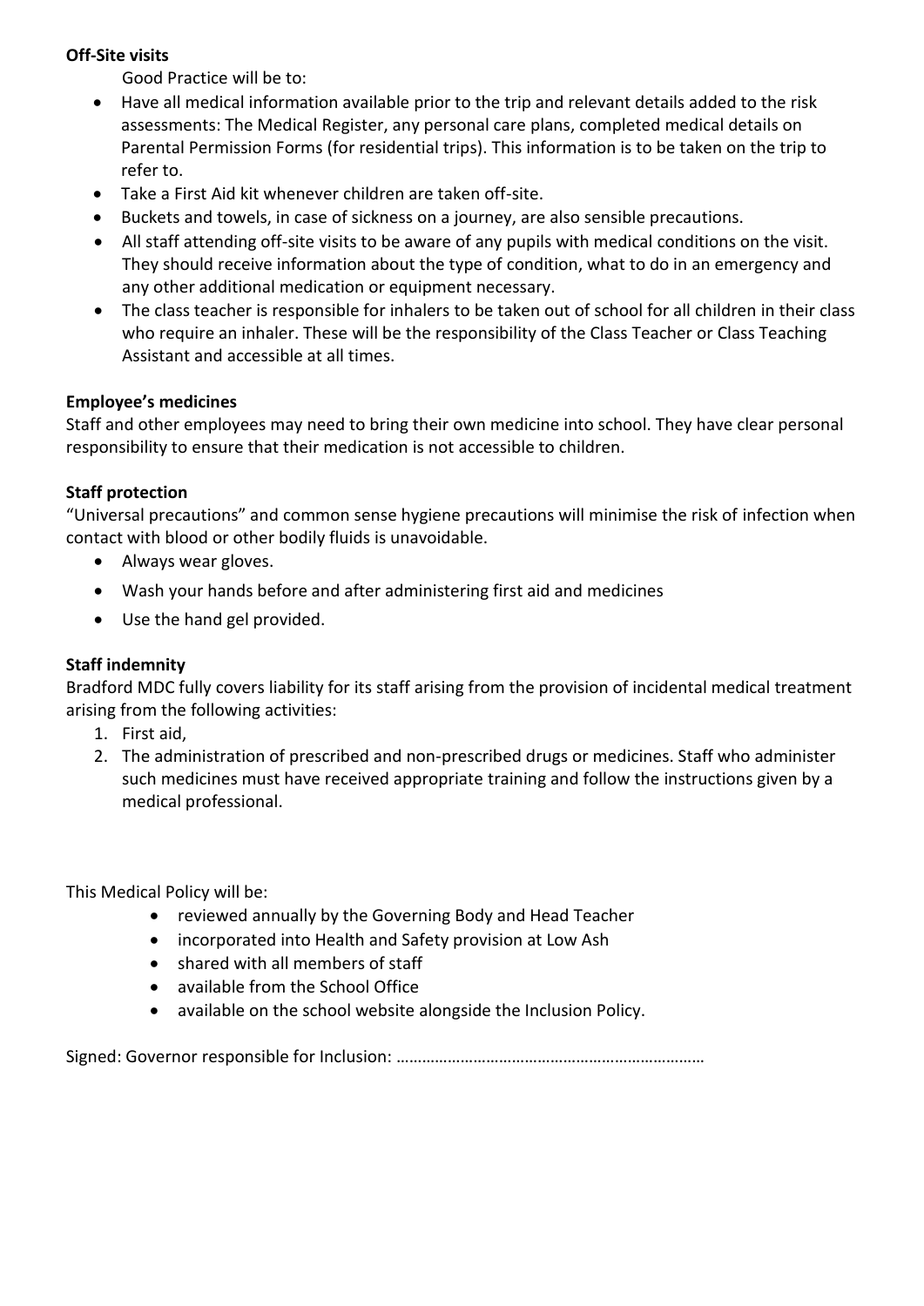**Off-Site visits**

Good Practice will be to:

- Have all medical information available prior to the trip and relevant details added to the risk assessments: The Medical Register, any personal care plans, completed medical details on Parental Permission Forms (for residential trips). This information is to be taken on the trip to refer to.
- Take a First Aid kit whenever children are taken off-site.
- Buckets and towels, in case of sickness on a journey, are also sensible precautions.
- All staff attending off-site visits to be aware of any pupils with medical conditions on the visit. They should receive information about the type of condition, what to do in an emergency and any other additional medication or equipment necessary.
- The class teacher is responsible for inhalers to be taken out of school for all children in their class who require an inhaler. These will be the responsibility of the Class Teacher or Class Teaching Assistant and accessible at all times.

**Employee's medicines**

Staff and other employees may need to bring their own medicine into school. They have clear personal responsibility to ensure that their medication is not accessible to children.

**Staff protection**

"Universal precautions" and common sense hygiene precautions will minimise the risk of infection when contact with blood or other bodily fluids is unavoidable.

- Always wear gloves.
- Wash your hands before and after administering first aid and medicines
- Use the hand gel provided.

**Staff indemnity**

Bradford MDC fully covers liability for its staff arising from the provision of incidental medical treatment arising from the following activities:

1. First aid,
2. The administration of prescribed and non-prescribed drugs or medicines. Staff who administer such medicines must have received appropriate training and follow the instructions given by a medical professional.

This Medical Policy will be:

- reviewed annually by the Governing Body and Head Teacher
- incorporated into Health and Safety provision at Low Ash
- shared with all members of staff
- available from the School Office
- available on the school website alongside the Inclusion Policy.

Signed: Governor responsible for Inclusion: ……………………………………………………………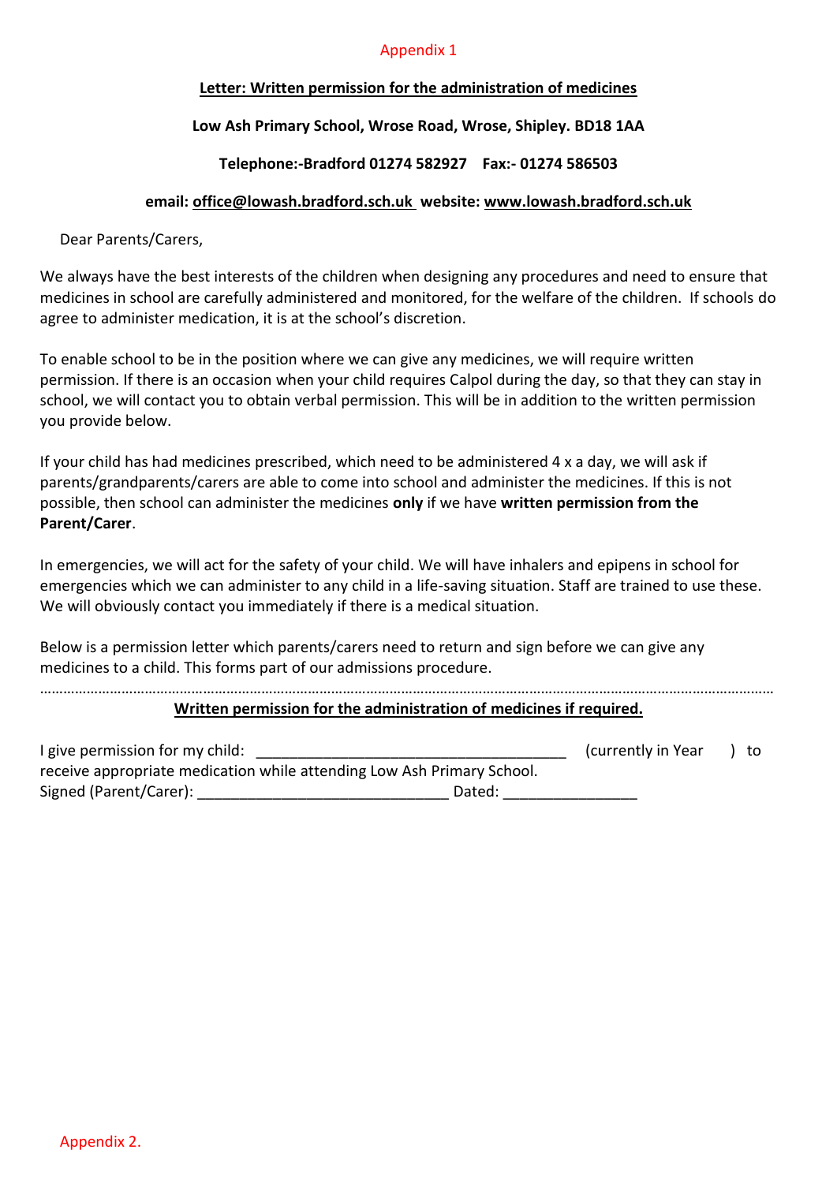Appendix 1

## Letter: Written permission for the administration of medicines

**Low Ash Primary School, Wrose Road, Wrose, Shipley. BD18 1AA**

**Telephone:-Bradford 01274 582927    Fax:- 01274 586503**

**email: office@lowash.bradford.sch.uk  website: www.lowash.bradford.sch.uk**

Dear Parents/Carers,

We always have the best interests of the children when designing any procedures and need to ensure that medicines in school are carefully administered and monitored, for the welfare of the children. If schools do agree to administer medication, it is at the school's discretion.

To enable school to be in the position where we can give any medicines, we will require written permission. If there is an occasion when your child requires Calpol during the day, so that they can stay in school, we will contact you to obtain verbal permission. This will be in addition to the written permission you provide below.

If your child has had medicines prescribed, which need to be administered 4 x a day, we will ask if parents/grandparents/carers are able to come into school and administer the medicines. If this is not possible, then school can administer the medicines **only** if we have **written permission from the Parent/Carer**.

In emergencies, we will act for the safety of your child. We will have inhalers and epipens in school for emergencies which we can administer to any child in a life-saving situation. Staff are trained to use these. We will obviously contact you immediately if there is a medical situation.

Below is a permission letter which parents/carers need to return and sign before we can give any medicines to a child. This forms part of our admissions procedure.

…………………………………………………………………………………………………………………………………………………………

**Written permission for the administration of medicines if required.**

I give permission for my child: ____________________________________ (currently in Year    ) to receive appropriate medication while attending Low Ash Primary School.
Signed (Parent/Carer): _____________________________ Dated: _______________

Appendix 2.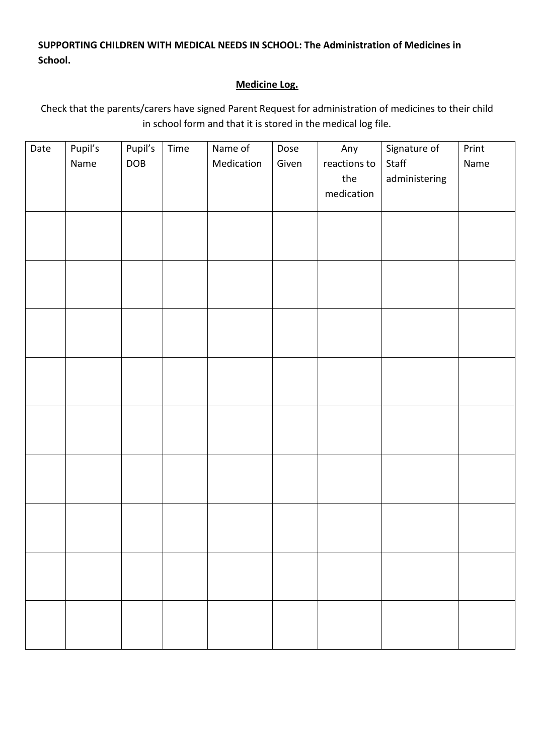**SUPPORTING CHILDREN WITH MEDICAL NEEDS IN SCHOOL: The Administration of Medicines in School.**

## Medicine Log.

Check that the parents/carers have signed Parent Request for administration of medicines to their child in school form and that it is stored in the medical log file.

| Date | Pupil's Name | Pupil's DOB | Time | Name of Medication | Dose Given | Any reactions to the medication | Signature of Staff administering | Print Name |
|---|---|---|---|---|---|---|---|---|
| | | | | | | | | |
| | | | | | | | | |
| | | | | | | | | |
| | | | | | | | | |
| | | | | | | | | |
| | | | | | | | | |
| | | | | | | | | |
| | | | | | | | | |
| | | | | | | | | |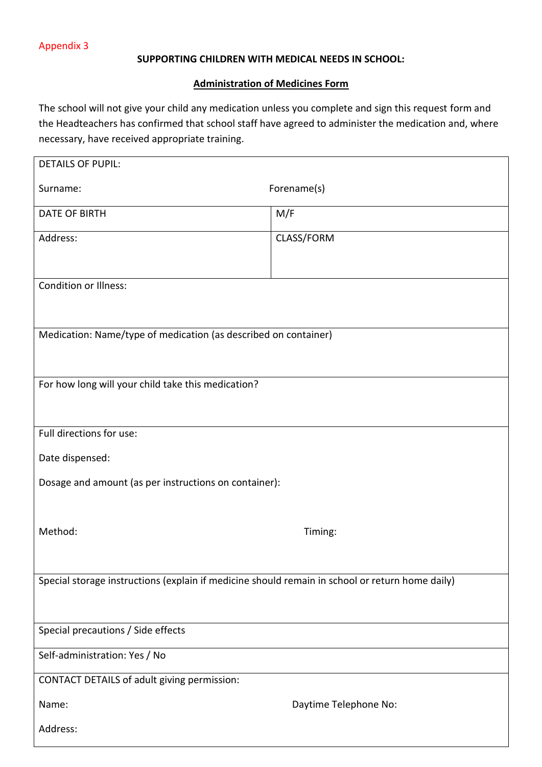Appendix 3

**SUPPORTING CHILDREN WITH MEDICAL NEEDS IN SCHOOL:**

**Administration of Medicines Form**

The school will not give your child any medication unless you complete and sign this request form and the Headteachers has confirmed that school staff have agreed to administer the medication and, where necessary, have received appropriate training.

| | |
|---|---|
| DETAILS OF PUPIL:<br><br>Surname: | <br><br>Forename(s) |
| DATE OF BIRTH | M/F |
| Address: | CLASS/FORM |
| Condition or Illness: | |
| Medication: Name/type of medication (as described on container) | |
| For how long will your child take this medication? | |
| Full directions for use:<br><br>Date dispensed:<br><br>Dosage and amount (as per instructions on container):<br><br>Method: | <br><br><br><br><br><br>Timing: |
| Special storage instructions (explain if medicine should remain in school or return home daily) | |
| Special precautions / Side effects | |
| Self-administration: Yes / No | |
| CONTACT DETAILS of adult giving permission:<br><br>Name:<br><br>Address: | <br><br>Daytime Telephone No: |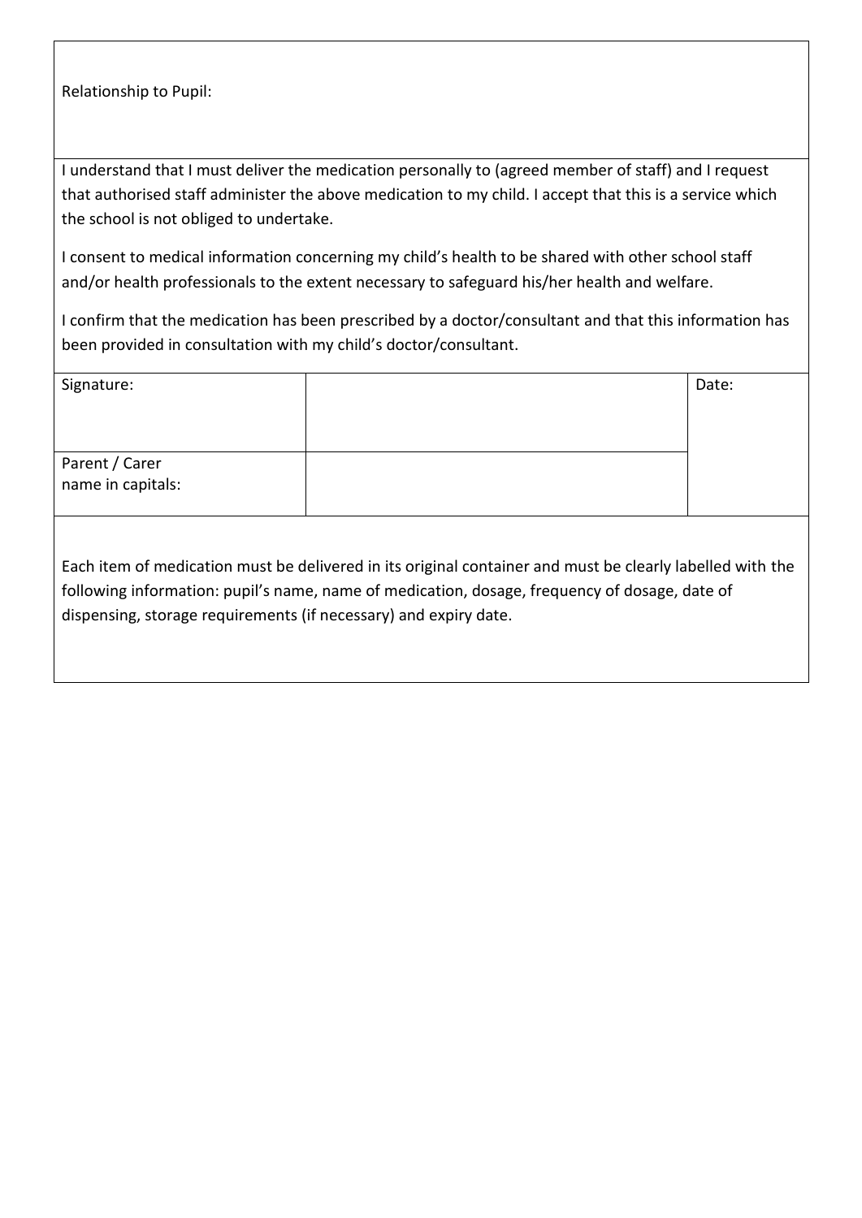Relationship to Pupil:

I understand that I must deliver the medication personally to (agreed member of staff) and I request that authorised staff administer the above medication to my child. I accept that this is a service which the school is not obliged to undertake.

I consent to medical information concerning my child's health to be shared with other school staff and/or health professionals to the extent necessary to safeguard his/her health and welfare.

I confirm that the medication has been prescribed by a doctor/consultant and that this information has been provided in consultation with my child's doctor/consultant.

| | | |
|---|---|---|
| Signature: | | Date: |
| Parent / Carer name in capitals: | | |

Each item of medication must be delivered in its original container and must be clearly labelled with the following information: pupil's name, name of medication, dosage, frequency of dosage, date of dispensing, storage requirements (if necessary) and expiry date.